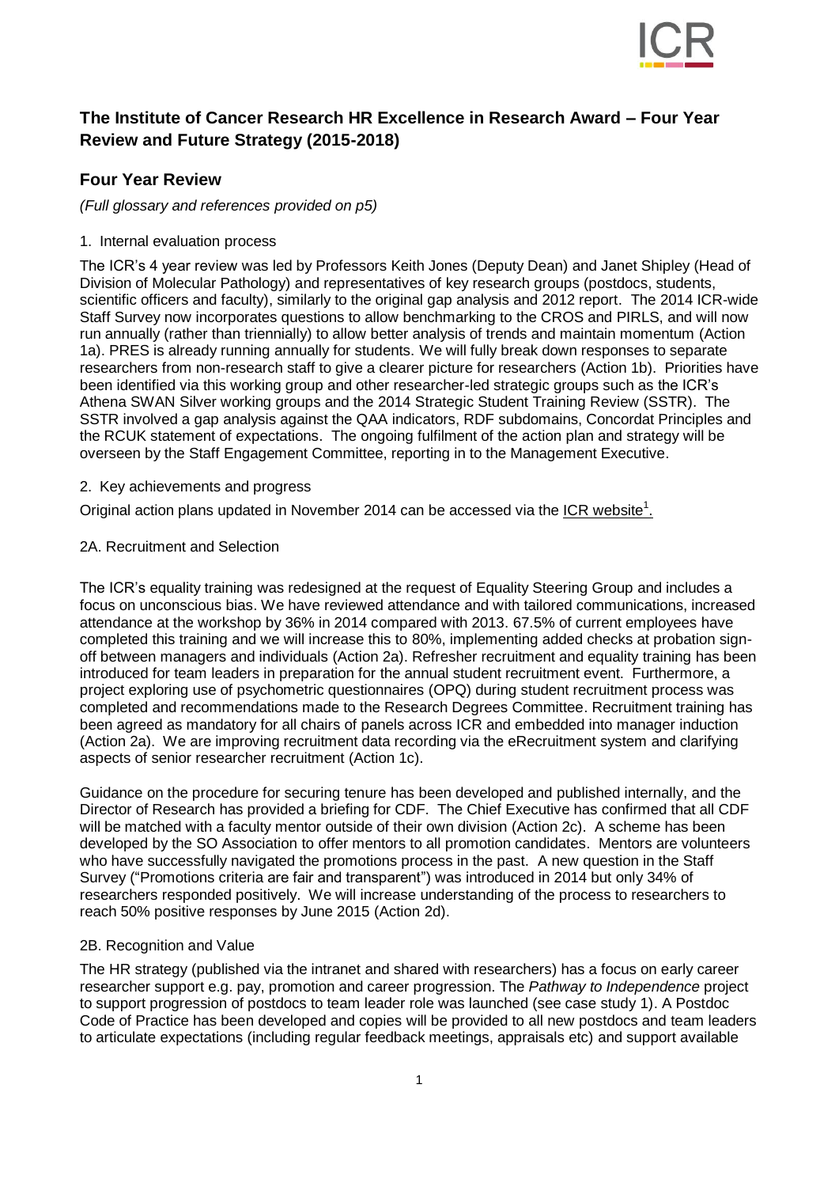## The Institute of Cancer Research HR Excellence in Research Award – Four Year Review and Future Strategy (2015-2018)

## Four Year Review

*(Full glossary and references provided on p5)*

1. Internal evaluation process

The ICR's 4 year review was led by Professors Keith Jones (Deputy Dean) and Janet Shipley (Head of Division of Molecular Pathology) and representatives of key research groups (postdocs, students, scientific officers and faculty), similarly to the original gap analysis and 2012 report. The 2014 ICR-wide Staff Survey now incorporates questions to allow benchmarking to the CROS and PIRLS, and will now run annually (rather than triennially) to allow better analysis of trends and maintain momentum (Action 1a). PRES is already running annually for students. We will fully break down responses to separate researchers from non-research staff to give a clearer picture for researchers (Action 1b). Priorities have been identified via this working group and other researcher-led strategic groups such as the ICR's Athena SWAN Silver working groups and the 2014 Strategic Student Training Review (SSTR). The SSTR involved a gap analysis against the QAA indicators, RDF subdomains, Concordat Principles and the RCUK statement of expectations. The ongoing fulfilment of the action plan and strategy will be overseen by the Staff Engagement Committee, reporting in to the Management Executive.

2. Key achievements and progress

Original action plans updated in November 2014 can be accessed via the ICR website[1].

2A. Recruitment and Selection

The ICR's equality training was redesigned at the request of Equality Steering Group and includes a focus on unconscious bias. We have reviewed attendance and with tailored communications, increased attendance at the workshop by 36% in 2014 compared with 2013. 67.5% of current employees have completed this training and we will increase this to 80%, implementing added checks at probation sign-off between managers and individuals (Action 2a). Refresher recruitment and equality training has been introduced for team leaders in preparation for the annual student recruitment event. Furthermore, a project exploring use of psychometric questionnaires (OPQ) during student recruitment process was completed and recommendations made to the Research Degrees Committee. Recruitment training has been agreed as mandatory for all chairs of panels across ICR and embedded into manager induction (Action 2a). We are improving recruitment data recording via the eRecruitment system and clarifying aspects of senior researcher recruitment (Action 1c).

Guidance on the procedure for securing tenure has been developed and published internally, and the Director of Research has provided a briefing for CDF. The Chief Executive has confirmed that all CDF will be matched with a faculty mentor outside of their own division (Action 2c). A scheme has been developed by the SO Association to offer mentors to all promotion candidates. Mentors are volunteers who have successfully navigated the promotions process in the past. A new question in the Staff Survey ("Promotions criteria are fair and transparent") was introduced in 2014 but only 34% of researchers responded positively. We will increase understanding of the process to researchers to reach 50% positive responses by June 2015 (Action 2d).

2B. Recognition and Value

The HR strategy (published via the intranet and shared with researchers) has a focus on early career researcher support e.g. pay, promotion and career progression. The *Pathway to Independence* project to support progression of postdocs to team leader role was launched (see case study 1). A Postdoc Code of Practice has been developed and copies will be provided to all new postdocs and team leaders to articulate expectations (including regular feedback meetings, appraisals etc) and support available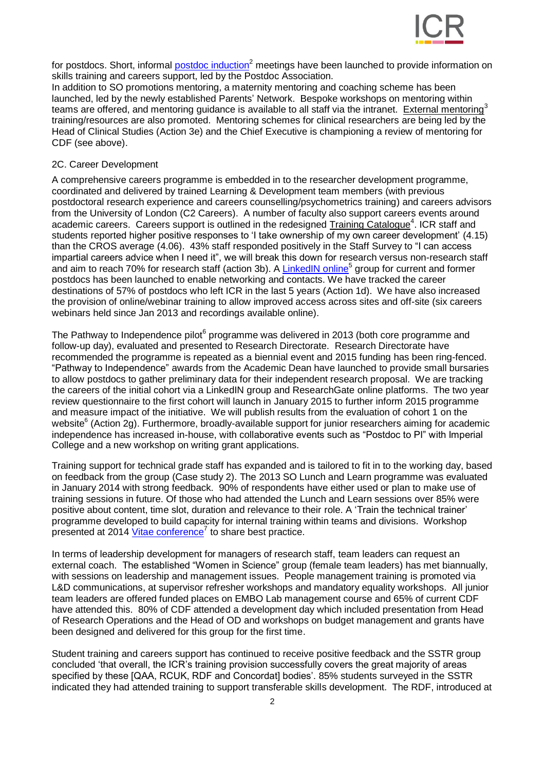for postdocs. Short, informal postdoc induction[2] meetings have been launched to provide information on skills training and careers support, led by the Postdoc Association.

In addition to SO promotions mentoring, a maternity mentoring and coaching scheme has been launched, led by the newly established Parents' Network. Bespoke workshops on mentoring within teams are offered, and mentoring guidance is available to all staff via the intranet. External mentoring[3] training/resources are also promoted. Mentoring schemes for clinical researchers are being led by the Head of Clinical Studies (Action 3e) and the Chief Executive is championing a review of mentoring for CDF (see above).

2C. Career Development

A comprehensive careers programme is embedded in to the researcher development programme, coordinated and delivered by trained Learning & Development team members (with previous postdoctoral research experience and careers counselling/psychometrics training) and careers advisors from the University of London (C2 Careers). A number of faculty also support careers events around academic careers. Careers support is outlined in the redesigned Training Catalogue[4]. ICR staff and students reported higher positive responses to 'I take ownership of my own career development' (4.15) than the CROS average (4.06). 43% staff responded positively in the Staff Survey to "I can access impartial careers advice when I need it", we will break this down for research versus non-research staff and aim to reach 70% for research staff (action 3b). A LinkedIN online[5] group for current and former postdocs has been launched to enable networking and contacts. We have tracked the career destinations of 57% of postdocs who left ICR in the last 5 years (Action 1d). We have also increased the provision of online/webinar training to allow improved access across sites and off-site (six careers webinars held since Jan 2013 and recordings available online).

The Pathway to Independence pilot[6] programme was delivered in 2013 (both core programme and follow-up day), evaluated and presented to Research Directorate. Research Directorate have recommended the programme is repeated as a biennial event and 2015 funding has been ring-fenced. "Pathway to Independence" awards from the Academic Dean have launched to provide small bursaries to allow postdocs to gather preliminary data for their independent research proposal. We are tracking the careers of the initial cohort via a LinkedIN group and ResearchGate online platforms. The two year review questionnaire to the first cohort will launch in January 2015 to further inform 2015 programme and measure impact of the initiative. We will publish results from the evaluation of cohort 1 on the website[6] (Action 2g). Furthermore, broadly-available support for junior researchers aiming for academic independence has increased in-house, with collaborative events such as "Postdoc to PI" with Imperial College and a new workshop on writing grant applications.

Training support for technical grade staff has expanded and is tailored to fit in to the working day, based on feedback from the group (Case study 2). The 2013 SO Lunch and Learn programme was evaluated in January 2014 with strong feedback. 90% of respondents have either used or plan to make use of training sessions in future. Of those who had attended the Lunch and Learn sessions over 85% were positive about content, time slot, duration and relevance to their role. A 'Train the technical trainer' programme developed to build capacity for internal training within teams and divisions. Workshop presented at 2014 Vitae conference[7] to share best practice.

In terms of leadership development for managers of research staff, team leaders can request an external coach. The established "Women in Science" group (female team leaders) has met biannually, with sessions on leadership and management issues. People management training is promoted via L&D communications, at supervisor refresher workshops and mandatory equality workshops. All junior team leaders are offered funded places on EMBO Lab management course and 65% of current CDF have attended this. 80% of CDF attended a development day which included presentation from Head of Research Operations and the Head of OD and workshops on budget management and grants have been designed and delivered for this group for the first time.

Student training and careers support has continued to receive positive feedback and the SSTR group concluded 'that overall, the ICR's training provision successfully covers the great majority of areas specified by these [QAA, RCUK, RDF and Concordat] bodies'. 85% students surveyed in the SSTR indicated they had attended training to support transferable skills development. The RDF, introduced at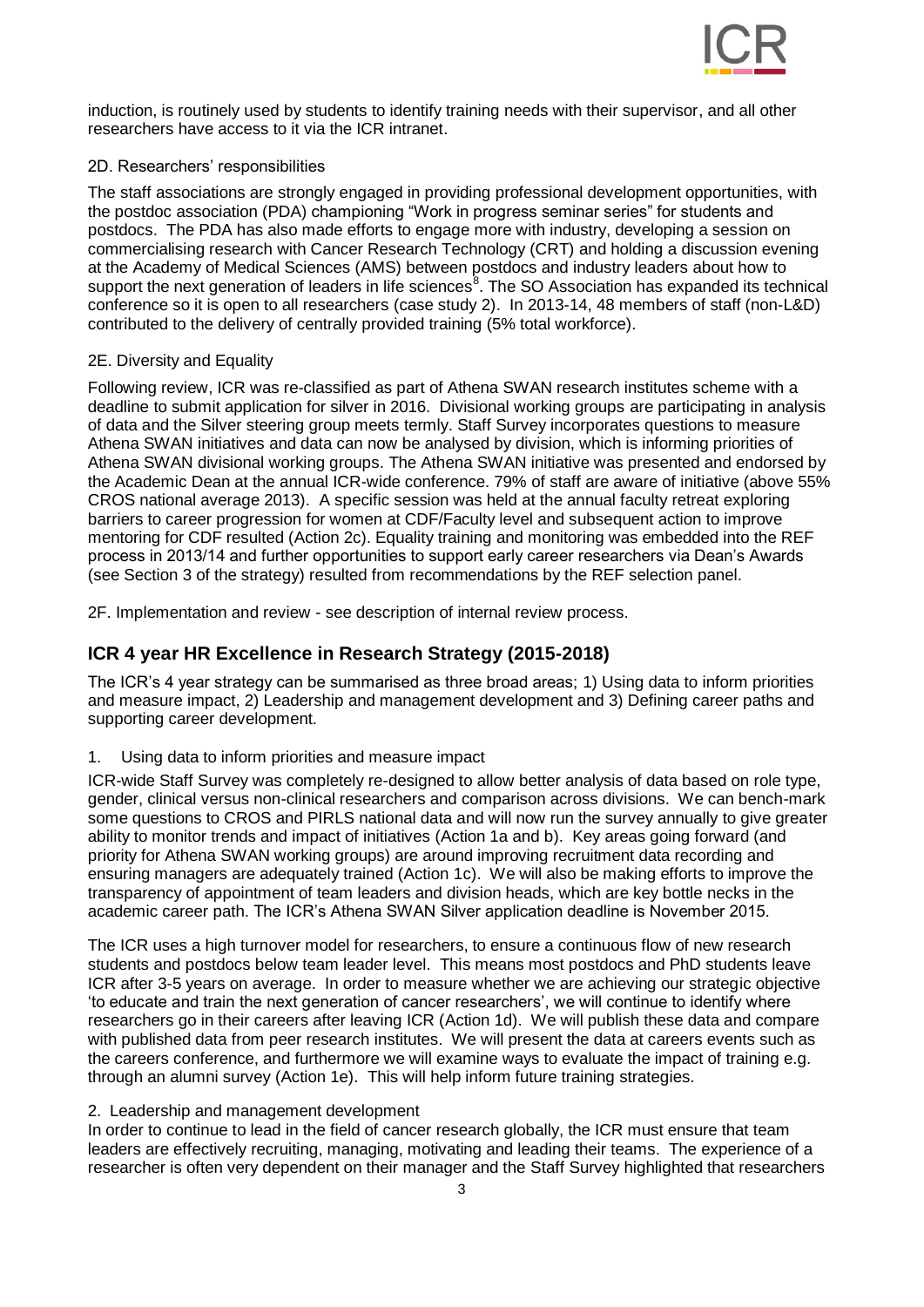induction, is routinely used by students to identify training needs with their supervisor, and all other researchers have access to it via the ICR intranet.

2D. Researchers' responsibilities

The staff associations are strongly engaged in providing professional development opportunities, with the postdoc association (PDA) championing "Work in progress seminar series" for students and postdocs. The PDA has also made efforts to engage more with industry, developing a session on commercialising research with Cancer Research Technology (CRT) and holding a discussion evening at the Academy of Medical Sciences (AMS) between postdocs and industry leaders about how to support the next generation of leaders in life sciences[8]. The SO Association has expanded its technical conference so it is open to all researchers (case study 2). In 2013-14, 48 members of staff (non-L&D) contributed to the delivery of centrally provided training (5% total workforce).

2E. Diversity and Equality

Following review, ICR was re-classified as part of Athena SWAN research institutes scheme with a deadline to submit application for silver in 2016. Divisional working groups are participating in analysis of data and the Silver steering group meets termly. Staff Survey incorporates questions to measure Athena SWAN initiatives and data can now be analysed by division, which is informing priorities of Athena SWAN divisional working groups. The Athena SWAN initiative was presented and endorsed by the Academic Dean at the annual ICR-wide conference. 79% of staff are aware of initiative (above 55% CROS national average 2013). A specific session was held at the annual faculty retreat exploring barriers to career progression for women at CDF/Faculty level and subsequent action to improve mentoring for CDF resulted (Action 2c). Equality training and monitoring was embedded into the REF process in 2013/14 and further opportunities to support early career researchers via Dean's Awards (see Section 3 of the strategy) resulted from recommendations by the REF selection panel.

2F. Implementation and review - see description of internal review process.

## ICR 4 year HR Excellence in Research Strategy (2015-2018)

The ICR's 4 year strategy can be summarised as three broad areas; 1) Using data to inform priorities and measure impact, 2) Leadership and management development and 3) Defining career paths and supporting career development.

1. Using data to inform priorities and measure impact

ICR-wide Staff Survey was completely re-designed to allow better analysis of data based on role type, gender, clinical versus non-clinical researchers and comparison across divisions. We can bench-mark some questions to CROS and PIRLS national data and will now run the survey annually to give greater ability to monitor trends and impact of initiatives (Action 1a and b). Key areas going forward (and priority for Athena SWAN working groups) are around improving recruitment data recording and ensuring managers are adequately trained (Action 1c). We will also be making efforts to improve the transparency of appointment of team leaders and division heads, which are key bottle necks in the academic career path. The ICR's Athena SWAN Silver application deadline is November 2015.

The ICR uses a high turnover model for researchers, to ensure a continuous flow of new research students and postdocs below team leader level. This means most postdocs and PhD students leave ICR after 3-5 years on average. In order to measure whether we are achieving our strategic objective 'to educate and train the next generation of cancer researchers', we will continue to identify where researchers go in their careers after leaving ICR (Action 1d). We will publish these data and compare with published data from peer research institutes. We will present the data at careers events such as the careers conference, and furthermore we will examine ways to evaluate the impact of training e.g. through an alumni survey (Action 1e). This will help inform future training strategies.

2. Leadership and management development

In order to continue to lead in the field of cancer research globally, the ICR must ensure that team leaders are effectively recruiting, managing, motivating and leading their teams. The experience of a researcher is often very dependent on their manager and the Staff Survey highlighted that researchers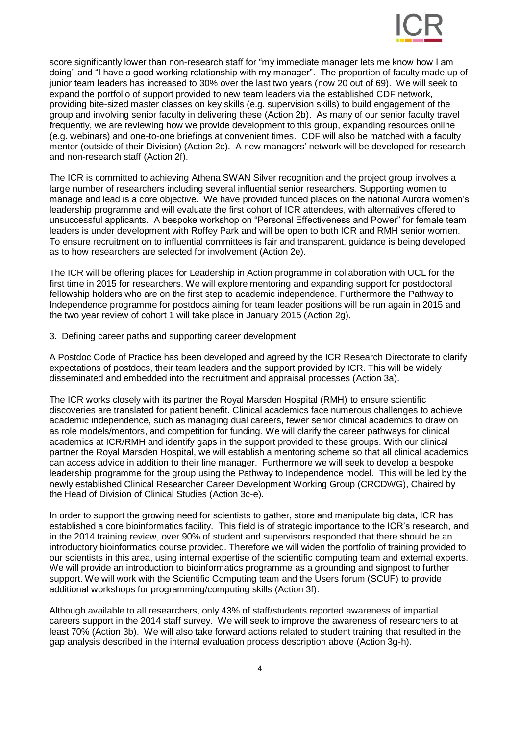score significantly lower than non-research staff for "my immediate manager lets me know how I am doing" and "I have a good working relationship with my manager". The proportion of faculty made up of junior team leaders has increased to 30% over the last two years (now 20 out of 69). We will seek to expand the portfolio of support provided to new team leaders via the established CDF network, providing bite-sized master classes on key skills (e.g. supervision skills) to build engagement of the group and involving senior faculty in delivering these (Action 2b). As many of our senior faculty travel frequently, we are reviewing how we provide development to this group, expanding resources online (e.g. webinars) and one-to-one briefings at convenient times. CDF will also be matched with a faculty mentor (outside of their Division) (Action 2c). A new managers' network will be developed for research and non-research staff (Action 2f).

The ICR is committed to achieving Athena SWAN Silver recognition and the project group involves a large number of researchers including several influential senior researchers. Supporting women to manage and lead is a core objective. We have provided funded places on the national Aurora women's leadership programme and will evaluate the first cohort of ICR attendees, with alternatives offered to unsuccessful applicants. A bespoke workshop on "Personal Effectiveness and Power" for female team leaders is under development with Roffey Park and will be open to both ICR and RMH senior women. To ensure recruitment on to influential committees is fair and transparent, guidance is being developed as to how researchers are selected for involvement (Action 2e).

The ICR will be offering places for Leadership in Action programme in collaboration with UCL for the first time in 2015 for researchers. We will explore mentoring and expanding support for postdoctoral fellowship holders who are on the first step to academic independence. Furthermore the Pathway to Independence programme for postdocs aiming for team leader positions will be run again in 2015 and the two year review of cohort 1 will take place in January 2015 (Action 2g).

3. Defining career paths and supporting career development

A Postdoc Code of Practice has been developed and agreed by the ICR Research Directorate to clarify expectations of postdocs, their team leaders and the support provided by ICR. This will be widely disseminated and embedded into the recruitment and appraisal processes (Action 3a).

The ICR works closely with its partner the Royal Marsden Hospital (RMH) to ensure scientific discoveries are translated for patient benefit. Clinical academics face numerous challenges to achieve academic independence, such as managing dual careers, fewer senior clinical academics to draw on as role models/mentors, and competition for funding. We will clarify the career pathways for clinical academics at ICR/RMH and identify gaps in the support provided to these groups. With our clinical partner the Royal Marsden Hospital, we will establish a mentoring scheme so that all clinical academics can access advice in addition to their line manager. Furthermore we will seek to develop a bespoke leadership programme for the group using the Pathway to Independence model. This will be led by the newly established Clinical Researcher Career Development Working Group (CRCDWG), Chaired by the Head of Division of Clinical Studies (Action 3c-e).

In order to support the growing need for scientists to gather, store and manipulate big data, ICR has established a core bioinformatics facility. This field is of strategic importance to the ICR's research, and in the 2014 training review, over 90% of student and supervisors responded that there should be an introductory bioinformatics course provided. Therefore we will widen the portfolio of training provided to our scientists in this area, using internal expertise of the scientific computing team and external experts. We will provide an introduction to bioinformatics programme as a grounding and signpost to further support. We will work with the Scientific Computing team and the Users forum (SCUF) to provide additional workshops for programming/computing skills (Action 3f).

Although available to all researchers, only 43% of staff/students reported awareness of impartial careers support in the 2014 staff survey. We will seek to improve the awareness of researchers to at least 70% (Action 3b). We will also take forward actions related to student training that resulted in the gap analysis described in the internal evaluation process description above (Action 3g-h).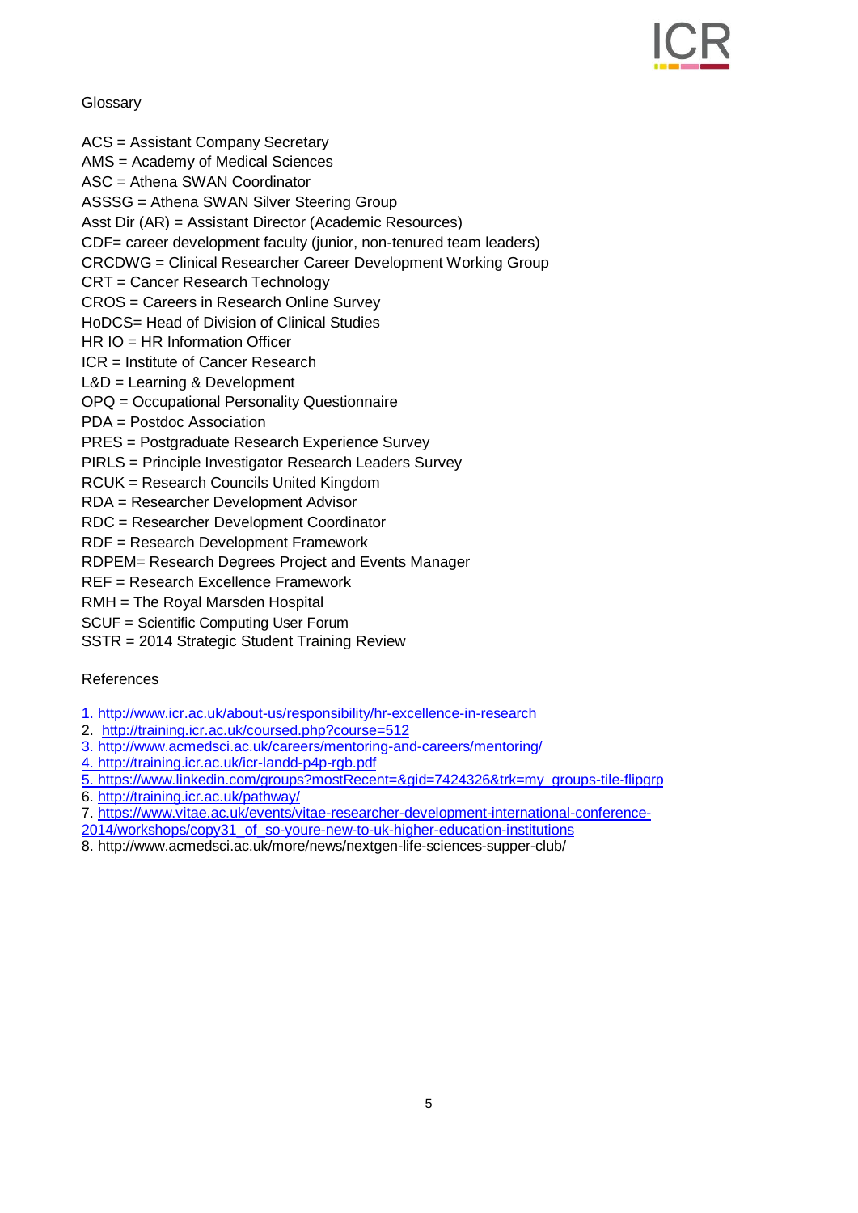Glossary

ACS = Assistant Company Secretary
AMS = Academy of Medical Sciences
ASC = Athena SWAN Coordinator
ASSSG = Athena SWAN Silver Steering Group
Asst Dir (AR) = Assistant Director (Academic Resources)
CDF= career development faculty (junior, non-tenured team leaders)
CRCDWG = Clinical Researcher Career Development Working Group
CRT = Cancer Research Technology
CROS = Careers in Research Online Survey
HoDCS= Head of Division of Clinical Studies
HR IO = HR Information Officer
ICR = Institute of Cancer Research
L&D = Learning & Development
OPQ = Occupational Personality Questionnaire
PDA = Postdoc Association
PRES = Postgraduate Research Experience Survey
PIRLS = Principle Investigator Research Leaders Survey
RCUK = Research Councils United Kingdom
RDA = Researcher Development Advisor
RDC = Researcher Development Coordinator
RDF = Research Development Framework
RDPEM= Research Degrees Project and Events Manager
REF = Research Excellence Framework
RMH = The Royal Marsden Hospital
SCUF = Scientific Computing User Forum
SSTR = 2014 Strategic Student Training Review

References

1. http://www.icr.ac.uk/about-us/responsibility/hr-excellence-in-research
2. http://training.icr.ac.uk/coursed.php?course=512
3. http://www.acmedsci.ac.uk/careers/mentoring-and-careers/mentoring/
4. http://training.icr.ac.uk/icr-landd-p4p-rgb.pdf
5. https://www.linkedin.com/groups?mostRecent=&gid=7424326&trk=my_groups-tile-flipgrp
6. http://training.icr.ac.uk/pathway/
7. https://www.vitae.ac.uk/events/vitae-researcher-development-international-conference-2014/workshops/copy31_of_so-youre-new-to-uk-higher-education-institutions
8. http://www.acmedsci.ac.uk/more/news/nextgen-life-sciences-supper-club/